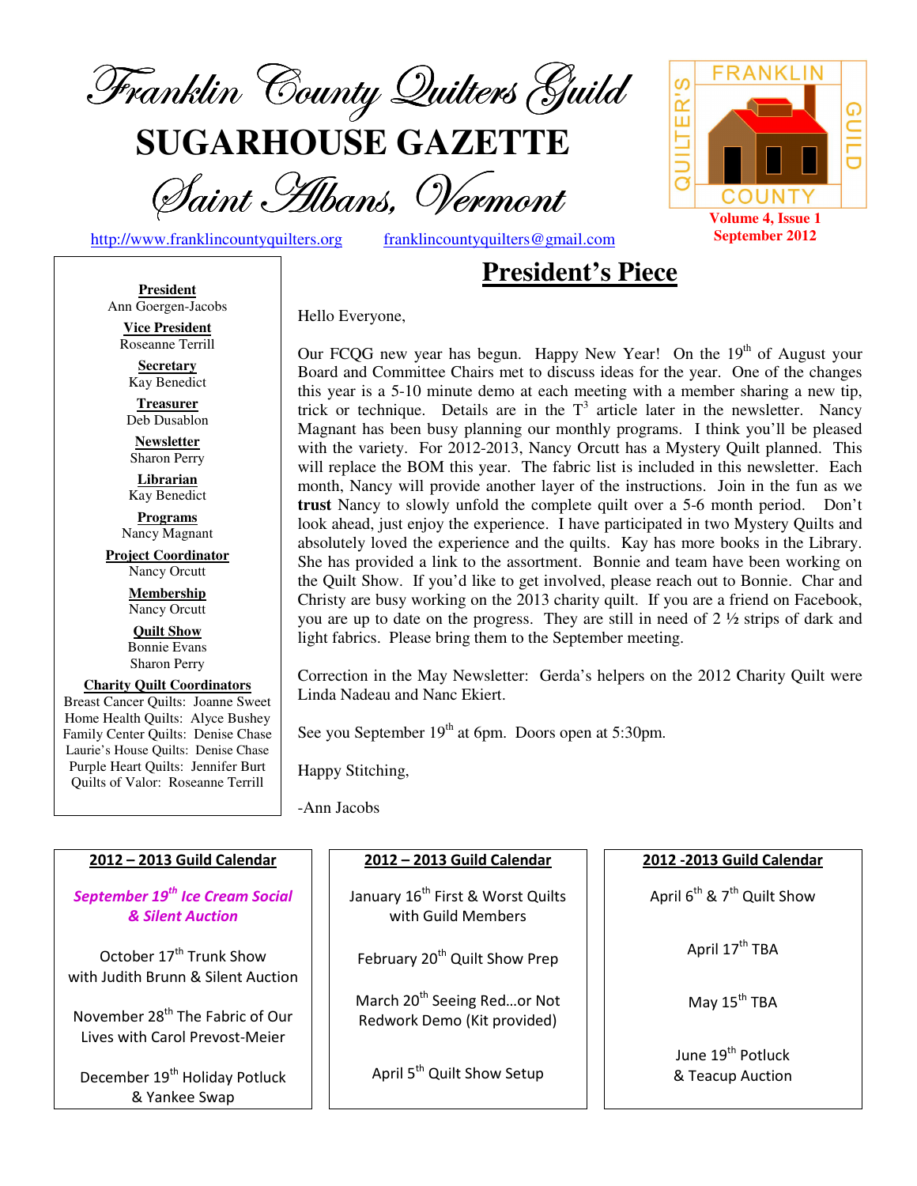# Franklin County Quilters Guild

# SUGARHOUSE GAZETTE

## Saint Albans, Vermont

http://www.franklincountyquilters.org franklincountyquilters@gmail.com

FRANKLIN COUNTY QUILTER'S GUILD

**Volume 4, Issue 1**
**September 2012**

**President**
Ann Goergen-Jacobs

**Vice President**
Roseanne Terrill

**Secretary**
Kay Benedict

**Treasurer**
Deb Dusablon

**Newsletter**
Sharon Perry

**Librarian**
Kay Benedict

**Programs**
Nancy Magnant

**Project Coordinator**
Nancy Orcutt

**Membership**
Nancy Orcutt

**Quilt Show**
Bonnie Evans
Sharon Perry

**Charity Quilt Coordinators**
Breast Cancer Quilts: Joanne Sweet
Home Health Quilts: Alyce Bushey
Family Center Quilts: Denise Chase
Laurie's House Quilts: Denise Chase
Purple Heart Quilts: Jennifer Burt
Quilts of Valor: Roseanne Terrill

## President's Piece

Hello Everyone,

Our FCQG new year has begun. Happy New Year! On the 19th of August your Board and Committee Chairs met to discuss ideas for the year. One of the changes this year is a 5-10 minute demo at each meeting with a member sharing a new tip, trick or technique. Details are in the $T^3$ article later in the newsletter. Nancy Magnant has been busy planning our monthly programs. I think you'll be pleased with the variety. For 2012-2013, Nancy Orcutt has a Mystery Quilt planned. This will replace the BOM this year. The fabric list is included in this newsletter. Each month, Nancy will provide another layer of the instructions. Join in the fun as we **trust** Nancy to slowly unfold the complete quilt over a 5-6 month period. Don't look ahead, just enjoy the experience. I have participated in two Mystery Quilts and absolutely loved the experience and the quilts. Kay has more books in the Library. She has provided a link to the assortment. Bonnie and team have been working on the Quilt Show. If you'd like to get involved, please reach out to Bonnie. Char and Christy are busy working on the 2013 charity quilt. If you are a friend on Facebook, you are up to date on the progress. They are still in need of 2 ½ strips of dark and light fabrics. Please bring them to the September meeting.

Correction in the May Newsletter: Gerda's helpers on the 2012 Charity Quilt were Linda Nadeau and Nanc Ekiert.

See you September 19th at 6pm. Doors open at 5:30pm.

Happy Stitching,

-Ann Jacobs

### 2012 – 2013 Guild Calendar

***September 19th Ice Cream Social & Silent Auction***

October 17th Trunk Show with Judith Brunn & Silent Auction

November 28th The Fabric of Our Lives with Carol Prevost-Meier

December 19th Holiday Potluck & Yankee Swap

### 2012 – 2013 Guild Calendar

January 16th First & Worst Quilts with Guild Members

February 20th Quilt Show Prep

March 20th Seeing Red…or Not Redwork Demo (Kit provided)

April 5th Quilt Show Setup

### 2012 -2013 Guild Calendar

April 6th & 7th Quilt Show

April 17th TBA

May 15th TBA

June 19th Potluck & Teacup Auction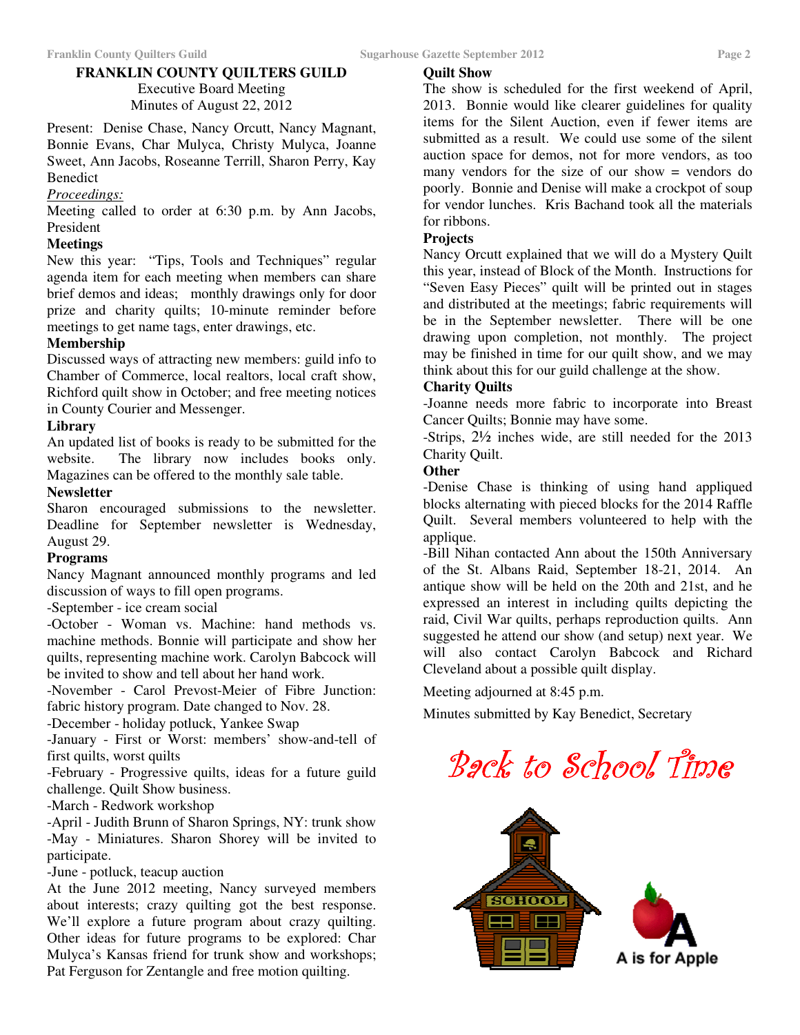## FRANKLIN COUNTY QUILTERS GUILD

Executive Board Meeting
Minutes of August 22, 2012

Present: Denise Chase, Nancy Orcutt, Nancy Magnant, Bonnie Evans, Char Mulyca, Christy Mulyca, Joanne Sweet, Ann Jacobs, Roseanne Terrill, Sharon Perry, Kay Benedict

*Proceedings:*

Meeting called to order at 6:30 p.m. by Ann Jacobs, President

**Meetings**

New this year: "Tips, Tools and Techniques" regular agenda item for each meeting when members can share brief demos and ideas; monthly drawings only for door prize and charity quilts; 10-minute reminder before meetings to get name tags, enter drawings, etc.

**Membership**

Discussed ways of attracting new members: guild info to Chamber of Commerce, local realtors, local craft show, Richford quilt show in October; and free meeting notices in County Courier and Messenger.

**Library**

An updated list of books is ready to be submitted for the website. The library now includes books only. Magazines can be offered to the monthly sale table.

**Newsletter**

Sharon encouraged submissions to the newsletter. Deadline for September newsletter is Wednesday, August 29.

**Programs**

Nancy Magnant announced monthly programs and led discussion of ways to fill open programs.

-September - ice cream social

-October - Woman vs. Machine: hand methods vs. machine methods. Bonnie will participate and show her quilts, representing machine work. Carolyn Babcock will be invited to show and tell about her hand work.

-November - Carol Prevost-Meier of Fibre Junction: fabric history program. Date changed to Nov. 28.

-December - holiday potluck, Yankee Swap

-January - First or Worst: members' show-and-tell of first quilts, worst quilts

-February - Progressive quilts, ideas for a future guild challenge. Quilt Show business.

-March - Redwork workshop

-April - Judith Brunn of Sharon Springs, NY: trunk show

-May - Miniatures. Sharon Shorey will be invited to participate.

-June - potluck, teacup auction

At the June 2012 meeting, Nancy surveyed members about interests; crazy quilting got the best response. We'll explore a future program about crazy quilting. Other ideas for future programs to be explored: Char Mulyca's Kansas friend for trunk show and workshops; Pat Ferguson for Zentangle and free motion quilting.

**Quilt Show**

The show is scheduled for the first weekend of April, 2013. Bonnie would like clearer guidelines for quality items for the Silent Auction, even if fewer items are submitted as a result. We could use some of the silent auction space for demos, not for more vendors, as too many vendors for the size of our show = vendors do poorly. Bonnie and Denise will make a crockpot of soup for vendor lunches. Kris Bachand took all the materials for ribbons.

**Projects**

Nancy Orcutt explained that we will do a Mystery Quilt this year, instead of Block of the Month. Instructions for "Seven Easy Pieces" quilt will be printed out in stages and distributed at the meetings; fabric requirements will be in the September newsletter. There will be one drawing upon completion, not monthly. The project may be finished in time for our quilt show, and we may think about this for our guild challenge at the show.

**Charity Quilts**

-Joanne needs more fabric to incorporate into Breast Cancer Quilts; Bonnie may have some.

-Strips, 2½ inches wide, are still needed for the 2013 Charity Quilt.

**Other**

-Denise Chase is thinking of using hand appliqued blocks alternating with pieced blocks for the 2014 Raffle Quilt. Several members volunteered to help with the applique.

-Bill Nihan contacted Ann about the 150th Anniversary of the St. Albans Raid, September 18-21, 2014. An antique show will be held on the 20th and 21st, and he expressed an interest in including quilts depicting the raid, Civil War quilts, perhaps reproduction quilts. Ann suggested he attend our show (and setup) next year. We will also contact Carolyn Babcock and Richard Cleveland about a possible quilt display.

Meeting adjourned at 8:45 p.m.

Minutes submitted by Kay Benedict, Secretary

## Back to School Time

A is for Apple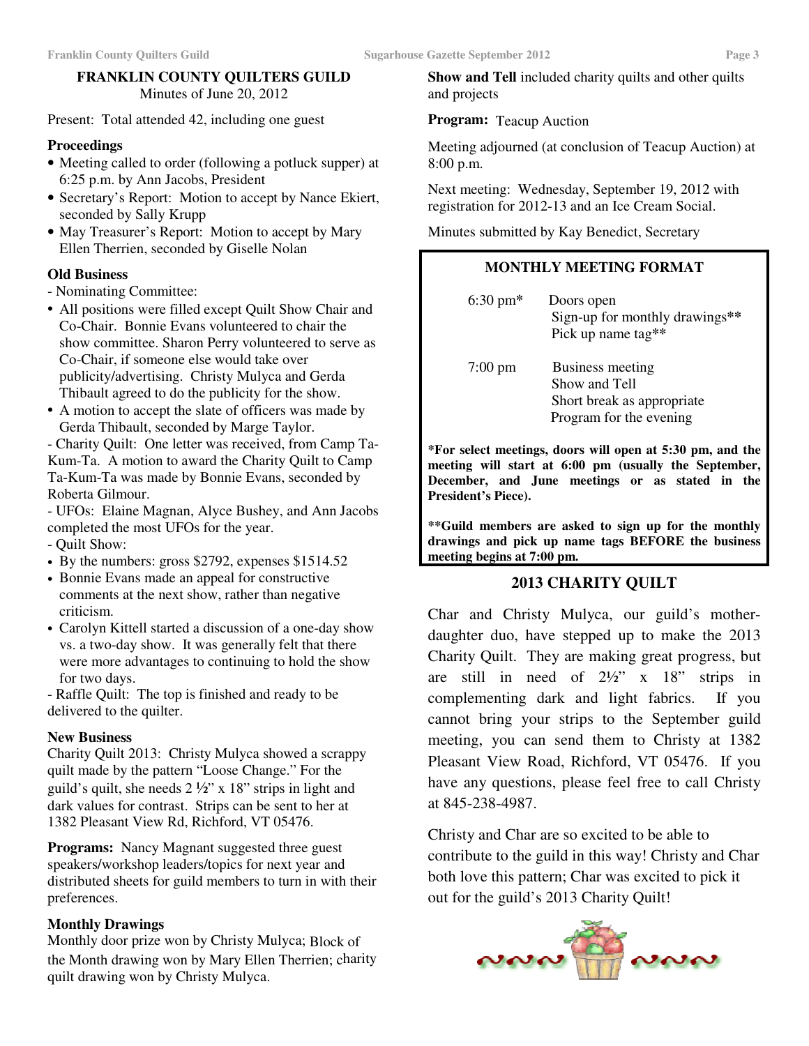# FRANKLIN COUNTY QUILTERS GUILD

Minutes of June 20, 2012

Present: Total attended 42, including one guest

### Proceedings

- Meeting called to order (following a potluck supper) at 6:25 p.m. by Ann Jacobs, President
- Secretary's Report: Motion to accept by Nance Ekiert, seconded by Sally Krupp
- May Treasurer's Report: Motion to accept by Mary Ellen Therrien, seconded by Giselle Nolan

### Old Business

- Nominating Committee:
  - All positions were filled except Quilt Show Chair and Co-Chair. Bonnie Evans volunteered to chair the show committee. Sharon Perry volunteered to serve as Co-Chair, if someone else would take over publicity/advertising. Christy Mulyca and Gerda Thibault agreed to do the publicity for the show.
  - A motion to accept the slate of officers was made by Gerda Thibault, seconded by Marge Taylor.
- Charity Quilt: One letter was received, from Camp Ta-Kum-Ta. A motion to award the Charity Quilt to Camp Ta-Kum-Ta was made by Bonnie Evans, seconded by Roberta Gilmour.
- UFOs: Elaine Magnan, Alyce Bushey, and Ann Jacobs completed the most UFOs for the year.
- Quilt Show:
  - By the numbers: gross $2792, expenses $1514.52
  - Bonnie Evans made an appeal for constructive comments at the next show, rather than negative criticism.
  - Carolyn Kittell started a discussion of a one-day show vs. a two-day show. It was generally felt that there were more advantages to continuing to hold the show for two days.
- Raffle Quilt: The top is finished and ready to be delivered to the quilter.

### New Business

Charity Quilt 2013: Christy Mulyca showed a scrappy quilt made by the pattern "Loose Change." For the guild's quilt, she needs 2 ½" x 18" strips in light and dark values for contrast. Strips can be sent to her at 1382 Pleasant View Rd, Richford, VT 05476.

**Programs:** Nancy Magnant suggested three guest speakers/workshop leaders/topics for next year and distributed sheets for guild members to turn in with their preferences.

### Monthly Drawings

Monthly door prize won by Christy Mulyca; Block of the Month drawing won by Mary Ellen Therrien; charity quilt drawing won by Christy Mulyca.

**Show and Tell** included charity quilts and other quilts and projects

**Program:** Teacup Auction

Meeting adjourned (at conclusion of Teacup Auction) at 8:00 p.m.

Next meeting: Wednesday, September 19, 2012 with registration for 2012-13 and an Ice Cream Social.

Minutes submitted by Kay Benedict, Secretary

### MONTHLY MEETING FORMAT

| | |
|---|---|
| 6:30 pm* | Doors open<br>Sign-up for monthly drawings**<br>Pick up name tag** |
| 7:00 pm | Business meeting<br>Show and Tell<br>Short break as appropriate<br>Program for the evening |

***For select meetings, doors will open at 5:30 pm, and the meeting will start at 6:00 pm (usually the September, December, and June meetings or as stated in the President's Piece).**

****Guild members are asked to sign up for the monthly drawings and pick up name tags BEFORE the business meeting begins at 7:00 pm.**

## 2013 CHARITY QUILT

Char and Christy Mulyca, our guild's mother-daughter duo, have stepped up to make the 2013 Charity Quilt. They are making great progress, but are still in need of 2½" x 18" strips in complementing dark and light fabrics. If you cannot bring your strips to the September guild meeting, you can send them to Christy at 1382 Pleasant View Road, Richford, VT 05476. If you have any questions, please feel free to call Christy at 845-238-4987.

Christy and Char are so excited to be able to contribute to the guild in this way! Christy and Char both love this pattern; Char was excited to pick it out for the guild's 2013 Charity Quilt!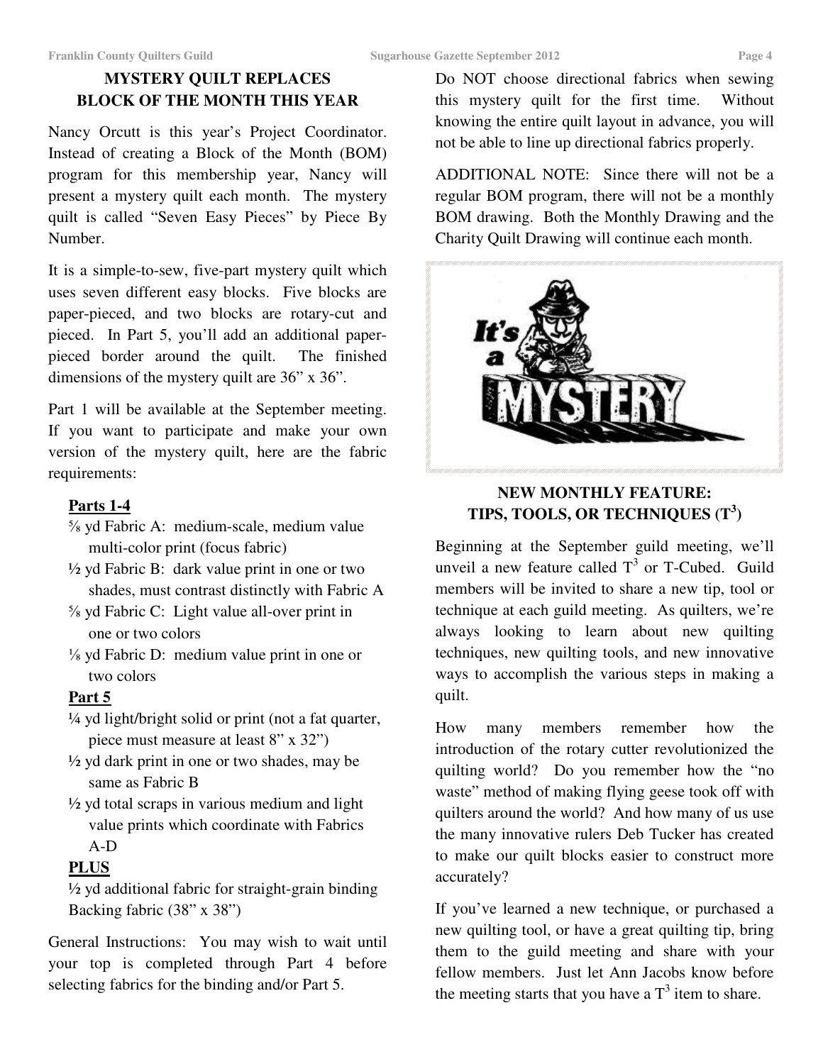## MYSTERY QUILT REPLACES BLOCK OF THE MONTH THIS YEAR

Nancy Orcutt is this year's Project Coordinator. Instead of creating a Block of the Month (BOM) program for this membership year, Nancy will present a mystery quilt each month. The mystery quilt is called "Seven Easy Pieces" by Piece By Number.

It is a simple-to-sew, five-part mystery quilt which uses seven different easy blocks. Five blocks are paper-pieced, and two blocks are rotary-cut and pieced. In Part 5, you'll add an additional paper-pieced border around the quilt. The finished dimensions of the mystery quilt are 36" x 36".

Part 1 will be available at the September meeting. If you want to participate and make your own version of the mystery quilt, here are the fabric requirements:

**Parts 1-4**

- ⅝ yd Fabric A: medium-scale, medium value multi-color print (focus fabric)
- ½ yd Fabric B: dark value print in one or two shades, must contrast distinctly with Fabric A
- ⅝ yd Fabric C: Light value all-over print in one or two colors
- ⅛ yd Fabric D: medium value print in one or two colors

**Part 5**

- ¼ yd light/bright solid or print (not a fat quarter, piece must measure at least 8" x 32")
- ½ yd dark print in one or two shades, may be same as Fabric B
- ½ yd total scraps in various medium and light value prints which coordinate with Fabrics A-D

**PLUS**

½ yd additional fabric for straight-grain binding
Backing fabric (38" x 38")

General Instructions: You may wish to wait until your top is completed through Part 4 before selecting fabrics for the binding and/or Part 5.

Do NOT choose directional fabrics when sewing this mystery quilt for the first time. Without knowing the entire quilt layout in advance, you will not be able to line up directional fabrics properly.

ADDITIONAL NOTE: Since there will not be a regular BOM program, there will not be a monthly BOM drawing. Both the Monthly Drawing and the Charity Quilt Drawing will continue each month.

## NEW MONTHLY FEATURE: TIPS, TOOLS, OR TECHNIQUES ($T^3$)

Beginning at the September guild meeting, we'll unveil a new feature called $T^3$ or T-Cubed. Guild members will be invited to share a new tip, tool or technique at each guild meeting. As quilters, we're always looking to learn about new quilting techniques, new quilting tools, and new innovative ways to accomplish the various steps in making a quilt.

How many members remember how the introduction of the rotary cutter revolutionized the quilting world? Do you remember how the "no waste" method of making flying geese took off with quilters around the world? And how many of us use the many innovative rulers Deb Tucker has created to make our quilt blocks easier to construct more accurately?

If you've learned a new technique, or purchased a new quilting tool, or have a great quilting tip, bring them to the guild meeting and share with your fellow members. Just let Ann Jacobs know before the meeting starts that you have a $T^3$ item to share.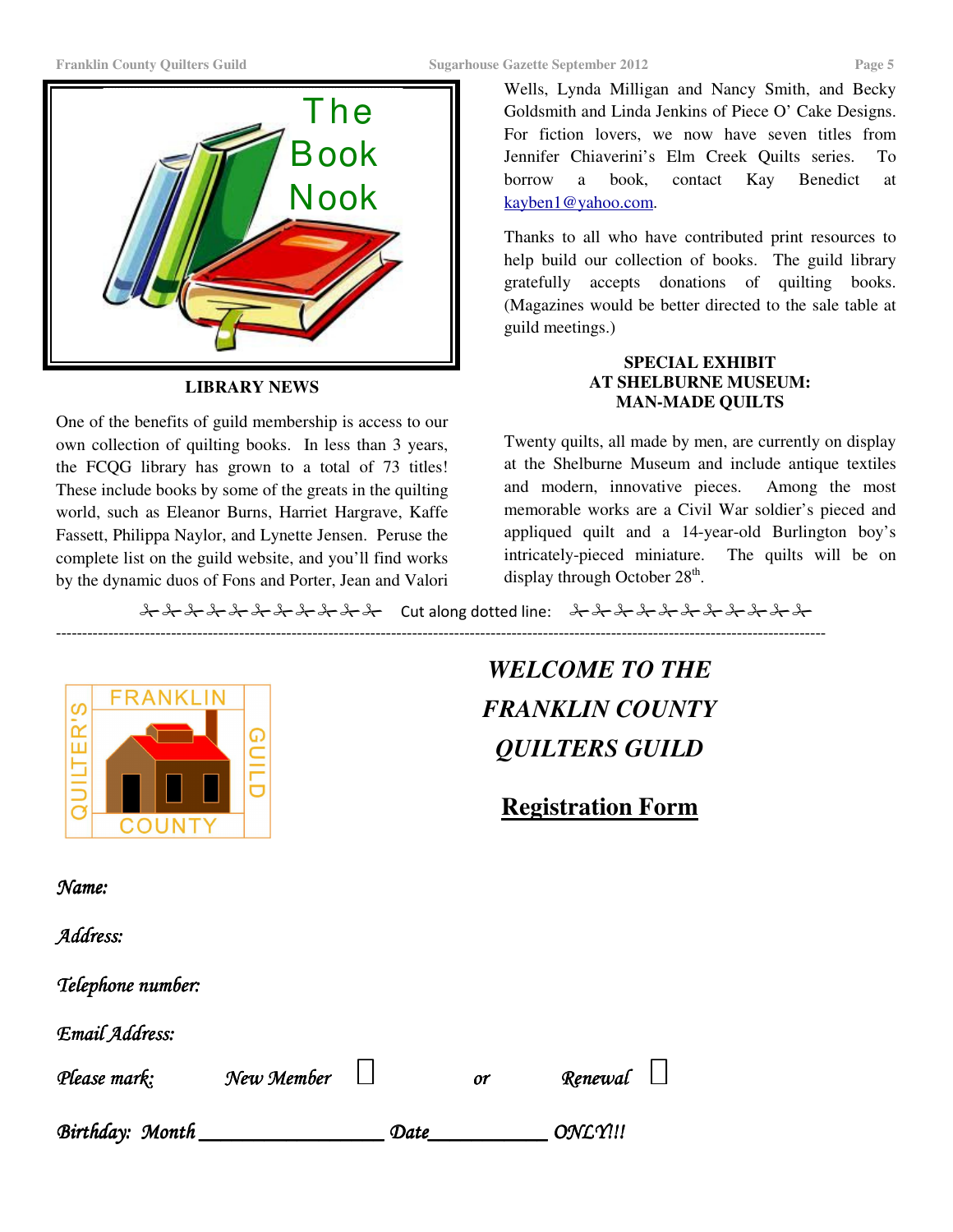The Book Nook

## LIBRARY NEWS

One of the benefits of guild membership is access to our own collection of quilting books. In less than 3 years, the FCQG library has grown to a total of 73 titles! These include books by some of the greats in the quilting world, such as Eleanor Burns, Harriet Hargrave, Kaffe Fassett, Philippa Naylor, and Lynette Jensen. Peruse the complete list on the guild website, and you'll find works by the dynamic duos of Fons and Porter, Jean and Valori Wells, Lynda Milligan and Nancy Smith, and Becky Goldsmith and Linda Jenkins of Piece O' Cake Designs. For fiction lovers, we now have seven titles from Jennifer Chiaverini's Elm Creek Quilts series. To borrow a book, contact Kay Benedict at [kayben1@yahoo.com](mailto:kayben1@yahoo.com).

Thanks to all who have contributed print resources to help build our collection of books. The guild library gratefully accepts donations of quilting books. (Magazines would be better directed to the sale table at guild meetings.)

## SPECIAL EXHIBIT AT SHELBURNE MUSEUM: MAN-MADE QUILTS

Twenty quilts, all made by men, are currently on display at the Shelburne Museum and include antique textiles and modern, innovative pieces. Among the most memorable works are a Civil War soldier's pieced and appliqued quilt and a 14-year-old Burlington boy's intricately-pieced miniature. The quilts will be on display through October 28th.

✂✂✂✂✂✂✂✂✂✂✂ Cut along dotted line: ✂✂✂✂✂✂✂✂✂✂✂

---

FRANKLIN COUNTY QUILTER'S GUILD

## *WELCOME TO THE FRANKLIN COUNTY QUILTERS GUILD*

## Registration Form

*Name:*

*Address:*

*Telephone number:*

*Email Address:*

*Please mark:* *New Member* ☐ *or* *Renewal* ☐

*Birthday: Month* __________________ *Date*____________ *ONLY!!!*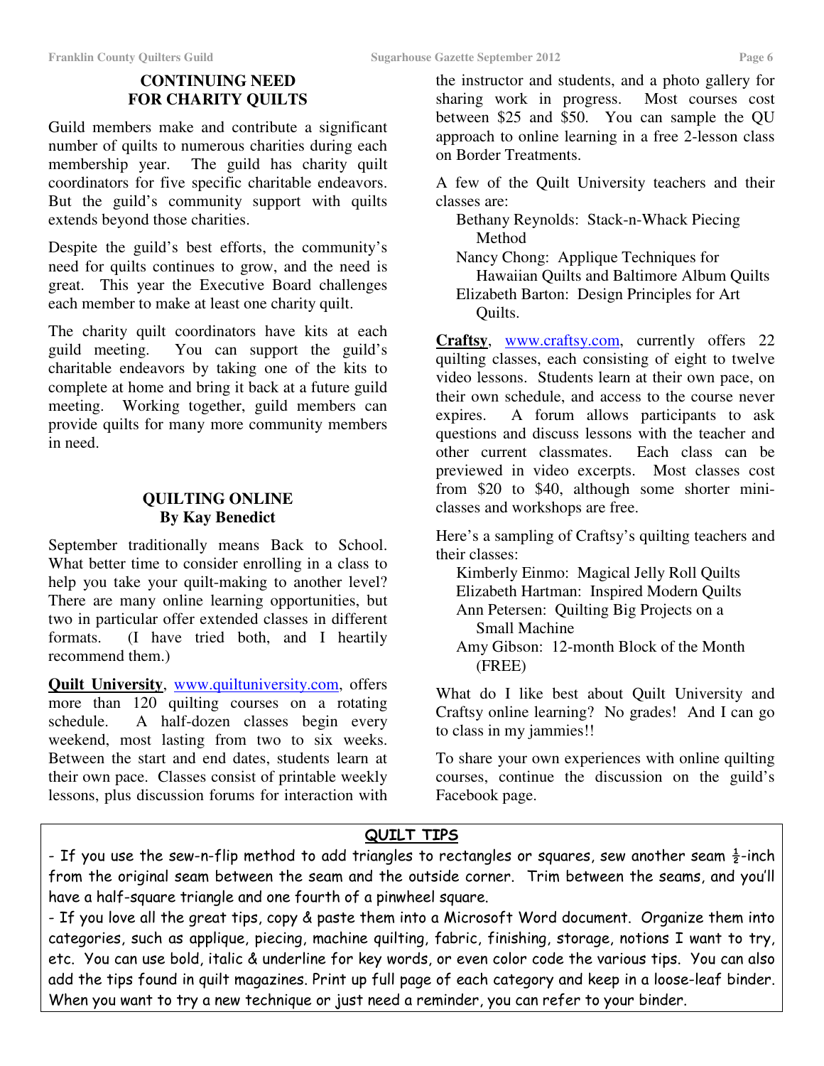## CONTINUING NEED FOR CHARITY QUILTS

Guild members make and contribute a significant number of quilts to numerous charities during each membership year. The guild has charity quilt coordinators for five specific charitable endeavors. But the guild's community support with quilts extends beyond those charities.

Despite the guild's best efforts, the community's need for quilts continues to grow, and the need is great. This year the Executive Board challenges each member to make at least one charity quilt.

The charity quilt coordinators have kits at each guild meeting. You can support the guild's charitable endeavors by taking one of the kits to complete at home and bring it back at a future guild meeting. Working together, guild members can provide quilts for many more community members in need.

## QUILTING ONLINE
**By Kay Benedict**

September traditionally means Back to School. What better time to consider enrolling in a class to help you take your quilt-making to another level? There are many online learning opportunities, but two in particular offer extended classes in different formats. (I have tried both, and I heartily recommend them.)

**Quilt University**, www.quiltuniversity.com, offers more than 120 quilting courses on a rotating schedule. A half-dozen classes begin every weekend, most lasting from two to six weeks. Between the start and end dates, students learn at their own pace. Classes consist of printable weekly lessons, plus discussion forums for interaction with the instructor and students, and a photo gallery for sharing work in progress. Most courses cost between $25 and $50. You can sample the QU approach to online learning in a free 2-lesson class on Border Treatments.

A few of the Quilt University teachers and their classes are:

- Bethany Reynolds: Stack-n-Whack Piecing Method
- Nancy Chong: Applique Techniques for Hawaiian Quilts and Baltimore Album Quilts
- Elizabeth Barton: Design Principles for Art Quilts.

**Craftsy**, www.craftsy.com, currently offers 22 quilting classes, each consisting of eight to twelve video lessons. Students learn at their own pace, on their own schedule, and access to the course never expires. A forum allows participants to ask questions and discuss lessons with the teacher and other current classmates. Each class can be previewed in video excerpts. Most classes cost from $20 to $40, although some shorter mini-classes and workshops are free.

Here's a sampling of Craftsy's quilting teachers and their classes:

- Kimberly Einmo: Magical Jelly Roll Quilts
- Elizabeth Hartman: Inspired Modern Quilts
- Ann Petersen: Quilting Big Projects on a Small Machine
- Amy Gibson: 12-month Block of the Month (FREE)

What do I like best about Quilt University and Craftsy online learning? No grades! And I can go to class in my jammies!!

To share your own experiences with online quilting courses, continue the discussion on the guild's Facebook page.

## QUILT TIPS

- If you use the sew-n-flip method to add triangles to rectangles or squares, sew another seam ½-inch from the original seam between the seam and the outside corner. Trim between the seams, and you'll have a half-square triangle and one fourth of a pinwheel square.
- If you love all the great tips, copy & paste them into a Microsoft Word document. Organize them into categories, such as applique, piecing, machine quilting, fabric, finishing, storage, notions I want to try, etc. You can use bold, italic & underline for key words, or even color code the various tips. You can also add the tips found in quilt magazines. Print up full page of each category and keep in a loose-leaf binder. When you want to try a new technique or just need a reminder, you can refer to your binder.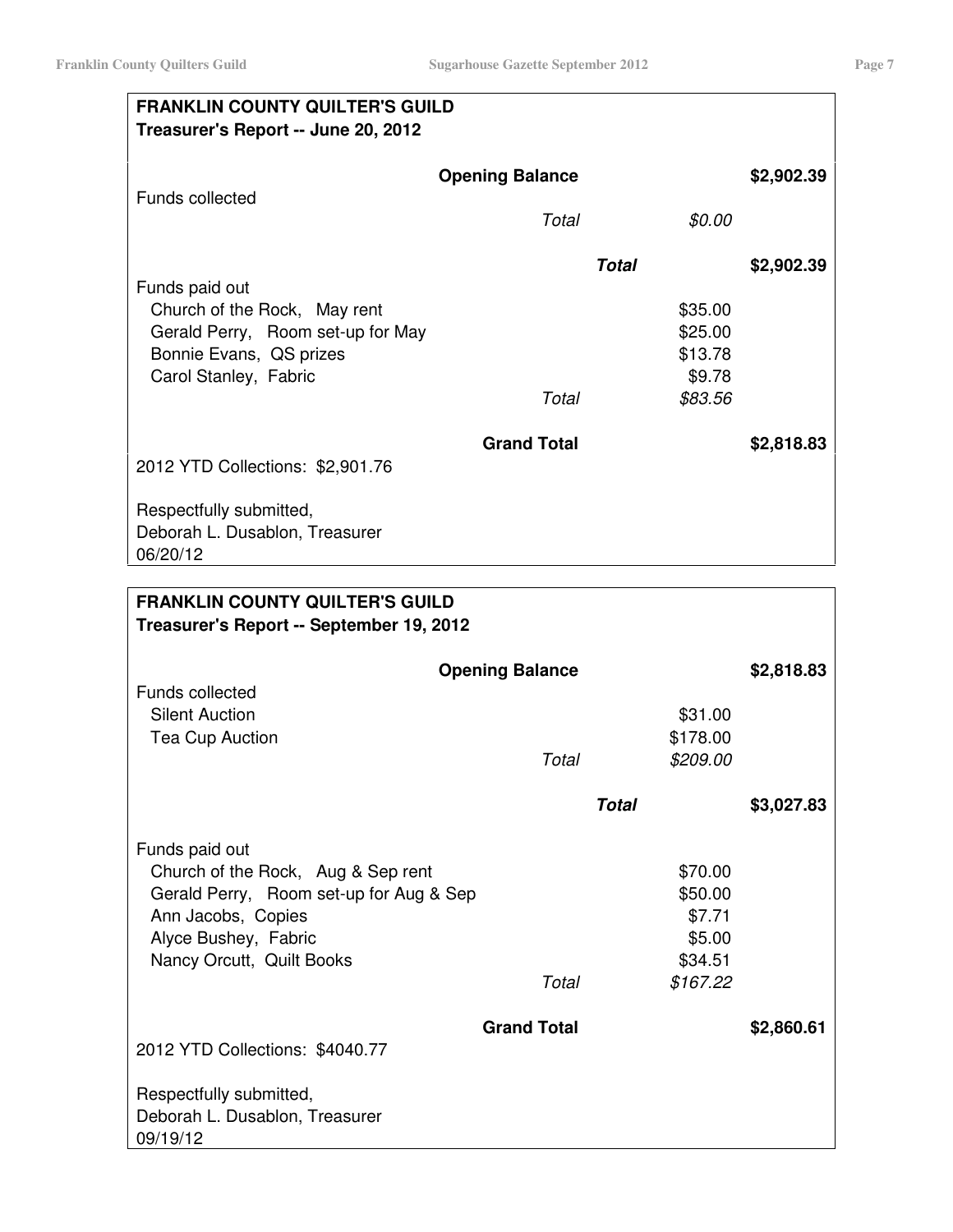**FRANKLIN COUNTY QUILTER'S GUILD**
**Treasurer's Report -- June 20, 2012**

| | | | |
|---|---|---|---|
| | **Opening Balance** | | **$2,902.39** |
| Funds collected | | | |
| | *Total* | *$0.00* | |
| | ***Total*** | | **$2,902.39** |
| Funds paid out | | | |
| Church of the Rock, May rent | | $35.00 | |
| Gerald Perry, Room set-up for May | | $25.00 | |
| Bonnie Evans, QS prizes | | $13.78 | |
| Carol Stanley, Fabric | | $9.78 | |
| | *Total* | *$83.56* | |
| | **Grand Total** | | **$2,818.83** |

2012 YTD Collections: $2,901.76

Respectfully submitted,
Deborah L. Dusablon, Treasurer
06/20/12

**FRANKLIN COUNTY QUILTER'S GUILD**
**Treasurer's Report -- September 19, 2012**

| | | | |
|---|---|---|---|
| | **Opening Balance** | | **$2,818.83** |
| Funds collected | | | |
| Silent Auction | | $31.00 | |
| Tea Cup Auction | | $178.00 | |
| | *Total* | *$209.00* | |
| | ***Total*** | | **$3,027.83** |
| Funds paid out | | | |
| Church of the Rock, Aug & Sep rent | | $70.00 | |
| Gerald Perry, Room set-up for Aug & Sep | | $50.00 | |
| Ann Jacobs, Copies | | $7.71 | |
| Alyce Bushey, Fabric | | $5.00 | |
| Nancy Orcutt, Quilt Books | | $34.51 | |
| | *Total* | *$167.22* | |
| | **Grand Total** | | **$2,860.61** |

2012 YTD Collections: $4040.77

Respectfully submitted,
Deborah L. Dusablon, Treasurer
09/19/12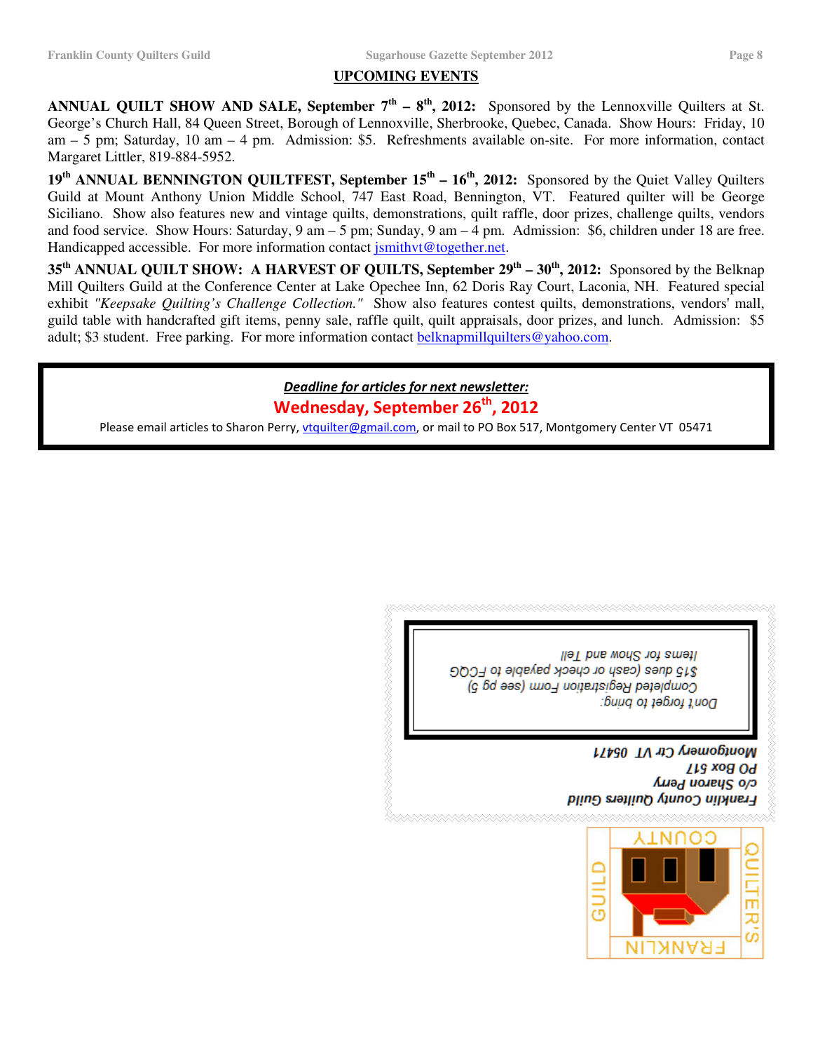## UPCOMING EVENTS

**ANNUAL QUILT SHOW AND SALE, September 7th – 8th, 2012:** Sponsored by the Lennoxville Quilters at St. George's Church Hall, 84 Queen Street, Borough of Lennoxville, Sherbrooke, Quebec, Canada. Show Hours: Friday, 10 am – 5 pm; Saturday, 10 am – 4 pm. Admission: $5. Refreshments available on-site. For more information, contact Margaret Littler, 819-884-5952.

**19th ANNUAL BENNINGTON QUILTFEST, September 15th – 16th, 2012:** Sponsored by the Quiet Valley Quilters Guild at Mount Anthony Union Middle School, 747 East Road, Bennington, VT. Featured quilter will be George Siciliano. Show also features new and vintage quilts, demonstrations, quilt raffle, door prizes, challenge quilts, vendors and food service. Show Hours: Saturday, 9 am – 5 pm; Sunday, 9 am – 4 pm. Admission: $6, children under 18 are free. Handicapped accessible. For more information contact jsmithvt@together.net.

**35th ANNUAL QUILT SHOW: A HARVEST OF QUILTS, September 29th – 30th, 2012:** Sponsored by the Belknap Mill Quilters Guild at the Conference Center at Lake Opechee Inn, 62 Doris Ray Court, Laconia, NH. Featured special exhibit *"Keepsake Quilting's Challenge Collection."* Show also features contest quilts, demonstrations, vendors' mall, guild table with handcrafted gift items, penny sale, raffle quilt, quilt appraisals, door prizes, and lunch. Admission: $5 adult; $3 student. Free parking. For more information contact belknapmillquilters@yahoo.com.

***Deadline for articles for next newsletter:***

**Wednesday, September 26th, 2012**

Please email articles to Sharon Perry, vtquilter@gmail.com, or mail to PO Box 517, Montgomery Center VT 05471

*Don't forget to bring:*
*Completed Registration Form (see pg 5)*
*$15 dues (cash or check payable to FCQG*
*Items for Show and Tell*

Franklin County Quilters Guild
c/o Sharon Perry
PO Box 517
Montgomery Ctr VT 05471

FRANKLIN COUNTY QUILTER'S GUILD